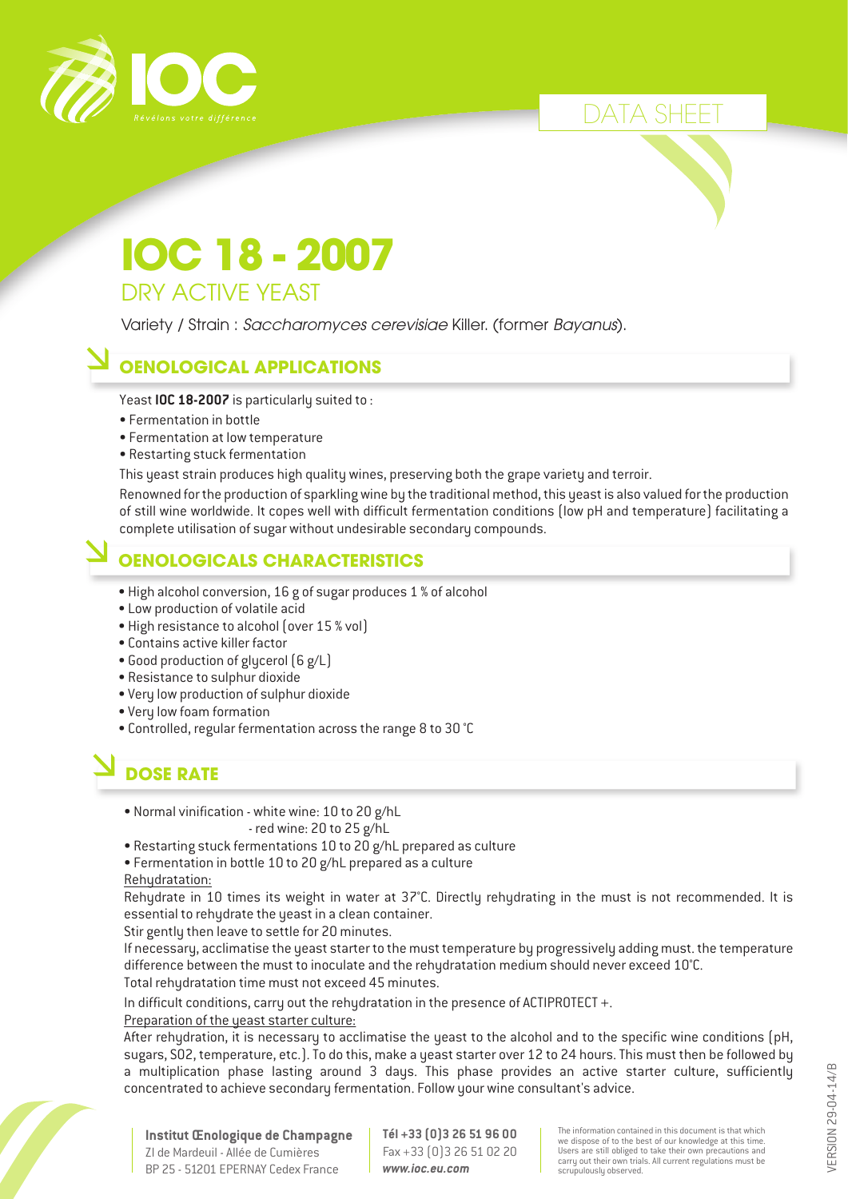DATA SHEET

# IOC 18 - 2007

## DRY ACTIVE YEAST

Variety / Strain : *Saccharomyces cerevisiae* Killer. (former *Bayanus*).

## OENOLOGICAL APPLICATIONS

Yeast **IOC 18-2007** is particularly suited to :

- Fermentation in bottle
- Fermentation at low temperature
- Restarting stuck fermentation

This yeast strain produces high quality wines, preserving both the grape variety and terroir.

Renowned for the production of sparkling wine by the traditional method, this yeast is also valued for the production of still wine worldwide. It copes well with difficult fermentation conditions (low pH and temperature) facilitating a complete utilisation of sugar without undesirable secondary compounds.

## OENOLOGICALS CHARACTERISTICS

- High alcohol conversion, 16 g of sugar produces 1 % of alcohol
- Low production of volatile acid
- High resistance to alcohol (over 15 % vol)
- Contains active killer factor
- Good production of glycerol (6 g/L)
- Resistance to sulphur dioxide
- Very low production of sulphur dioxide
- Very low foam formation
- Controlled, regular fermentation across the range 8 to 30 °C

## DOSE RATE

- Normal vinification - white wine: 10 to 20 g/hL
  - red wine: 20 to 25 g/hL
- Restarting stuck fermentations 10 to 20 g/hL prepared as culture
- Fermentation in bottle 10 to 20 g/hL prepared as a culture

Rehydratation:

Rehydrate in 10 times its weight in water at 37°C. Directly rehydrating in the must is not recommended. It is essential to rehydrate the yeast in a clean container.

Stir gently then leave to settle for 20 minutes.

If necessary, acclimatise the yeast starter to the must temperature by progressively adding must. the temperature difference between the must to inoculate and the rehydratation medium should never exceed 10°C.

Total rehydratation time must not exceed 45 minutes.

In difficult conditions, carry out the rehydratation in the presence of ACTIPROTECT +.

Preparation of the yeast starter culture:

After rehydration, it is necessary to acclimatise the yeast to the alcohol and to the specific wine conditions (pH, sugars, SO2, temperature, etc.). To do this, make a yeast starter over 12 to 24 hours. This must then be followed by a multiplication phase lasting around 3 days. This phase provides an active starter culture, sufficiently concentrated to achieve secondary fermentation. Follow your wine consultant's advice.

**Institut Œnologique de Champagne**
ZI de Mardeuil - Allée de Cumières
BP 25 - 51201 EPERNAY Cedex France

**Tél +33 (0)3 26 51 96 00**
Fax +33 (0)3 26 51 02 20
***www.ioc.eu.com***

The information contained in this document is that which we dispose of to the best of our knowledge at this time. Users are still obliged to take their own precautions and carry out their own trials. All current regulations must be scrupulously observed.

VERSION 29-04-14/B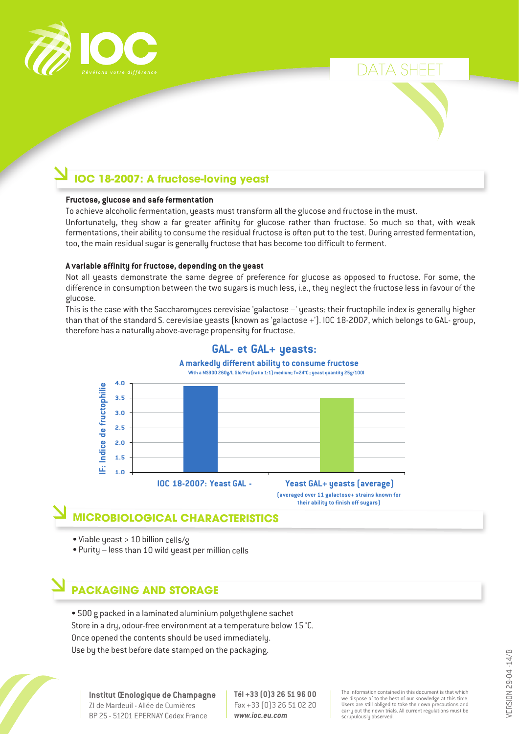DATA SHEET

## IOC 18-2007: A fructose-loving yeast

**Fructose, glucose and safe fermentation**

To achieve alcoholic fermentation, yeasts must transform all the glucose and fructose in the must.
Unfortunately, they show a far greater affinity for glucose rather than fructose. So much so that, with weak fermentations, their ability to consume the residual fructose is often put to the test. During arrested fermentation, too, the main residual sugar is generally fructose that has become too difficult to ferment.

**A variable affinity for fructose, depending on the yeast**

Not all yeasts demonstrate the same degree of preference for glucose as opposed to fructose. For some, the difference in consumption between the two sugars is much less, i.e., they neglect the fructose less in favour of the glucose.
This is the case with the Saccharomyces cerevisiae 'galactose –' yeasts: their fructophile index is generally higher than that of the standard S. cerevisiae yeasts (known as 'galactose +'). IOC 18-2007, which belongs to GAL- group, therefore has a naturally above-average propensity for fructose.

**GAL- et GAL+ yeasts:**
**A markedly different ability to consume fructose**
With a MS300 260g/L Glc/Fru (ratio 1:1) medium; T=24°C ; yeast quantity 25g/100l

IF: Indice de fructophilie
4.0
3.5
3.0
2.5
2.0
1.5
1.0

IOC 18-2007: Yeast GAL -
Yeast GAL+ yeasts (average)
(averaged over 11 galactose+ strains known for their ability to finish off sugars)

## MICROBIOLOGICAL CHARACTERISTICS

- Viable yeast > 10 billion cells/g
- Purity – less than 10 wild yeast per million cells

## PACKAGING AND STORAGE

- 500 g packed in a laminated aluminium polyethylene sachet

Store in a dry, odour-free environment at a temperature below 15 °C.
Once opened the contents should be used immediately.
Use by the best before date stamped on the packaging.

**Institut Œnologique de Champagne**
ZI de Mardeuil - Allée de Cumières
BP 25 - 51201 EPERNAY Cedex France

**Tél +33 (0)3 26 51 96 00**
Fax +33 (0)3 26 51 02 20
***www.ioc.eu.com***

The information contained in this document is that which we dispose of to the best of our knowledge at this time. Users are still obliged to take their own precautions and carry out their own trials. All current regulations must be scrupulously observed.

VERSION 29-04-14/B